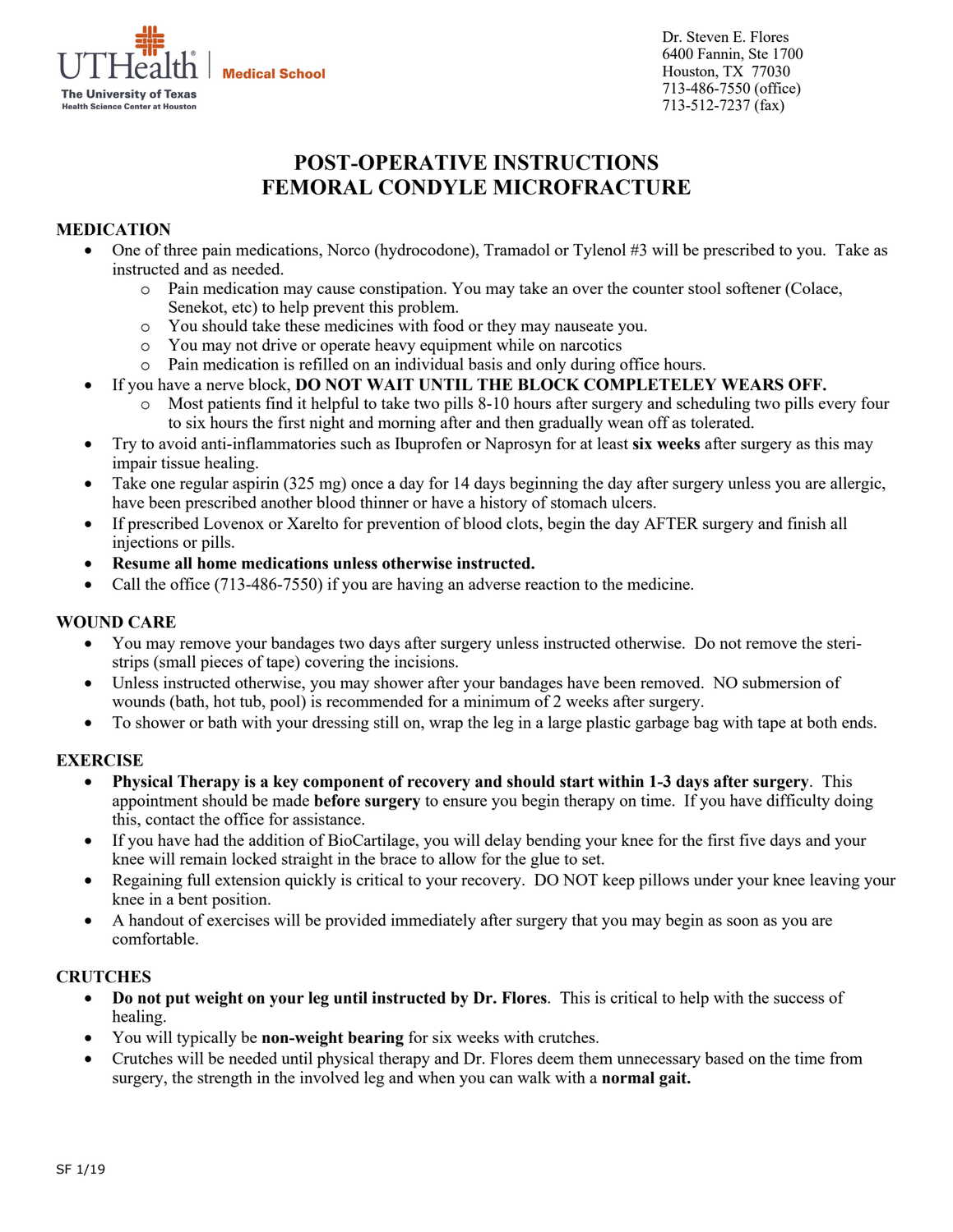UTHealth | Medical School
The University of Texas Health Science Center at Houston

Dr. Steven E. Flores
6400 Fannin, Ste 1700
Houston, TX 77030
713-486-7550 (office)
713-512-7237 (fax)

# POST-OPERATIVE INSTRUCTIONS
# FEMORAL CONDYLE MICROFRACTURE

## MEDICATION

- One of three pain medications, Norco (hydrocodone), Tramadol or Tylenol #3 will be prescribed to you. Take as instructed and as needed.
  - Pain medication may cause constipation. You may take an over the counter stool softener (Colace, Senekot, etc) to help prevent this problem.
  - You should take these medicines with food or they may nauseate you.
  - You may not drive or operate heavy equipment while on narcotics
  - Pain medication is refilled on an individual basis and only during office hours.
- If you have a nerve block, **DO NOT WAIT UNTIL THE BLOCK COMPLETELEY WEARS OFF.**
  - Most patients find it helpful to take two pills 8-10 hours after surgery and scheduling two pills every four to six hours the first night and morning after and then gradually wean off as tolerated.
- Try to avoid anti-inflammatories such as Ibuprofen or Naprosyn for at least **six weeks** after surgery as this may impair tissue healing.
- Take one regular aspirin (325 mg) once a day for 14 days beginning the day after surgery unless you are allergic, have been prescribed another blood thinner or have a history of stomach ulcers.
- If prescribed Lovenox or Xarelto for prevention of blood clots, begin the day AFTER surgery and finish all injections or pills.
- **Resume all home medications unless otherwise instructed.**
- Call the office (713-486-7550) if you are having an adverse reaction to the medicine.

## WOUND CARE

- You may remove your bandages two days after surgery unless instructed otherwise. Do not remove the steri-strips (small pieces of tape) covering the incisions.
- Unless instructed otherwise, you may shower after your bandages have been removed. NO submersion of wounds (bath, hot tub, pool) is recommended for a minimum of 2 weeks after surgery.
- To shower or bath with your dressing still on, wrap the leg in a large plastic garbage bag with tape at both ends.

## EXERCISE

- **Physical Therapy is a key component of recovery and should start within 1-3 days after surgery**. This appointment should be made **before surgery** to ensure you begin therapy on time. If you have difficulty doing this, contact the office for assistance.
- If you have had the addition of BioCartilage, you will delay bending your knee for the first five days and your knee will remain locked straight in the brace to allow for the glue to set.
- Regaining full extension quickly is critical to your recovery. DO NOT keep pillows under your knee leaving your knee in a bent position.
- A handout of exercises will be provided immediately after surgery that you may begin as soon as you are comfortable.

## CRUTCHES

- **Do not put weight on your leg until instructed by Dr. Flores**. This is critical to help with the success of healing.
- You will typically be **non-weight bearing** for six weeks with crutches.
- Crutches will be needed until physical therapy and Dr. Flores deem them unnecessary based on the time from surgery, the strength in the involved leg and when you can walk with a **normal gait.**

SF 1/19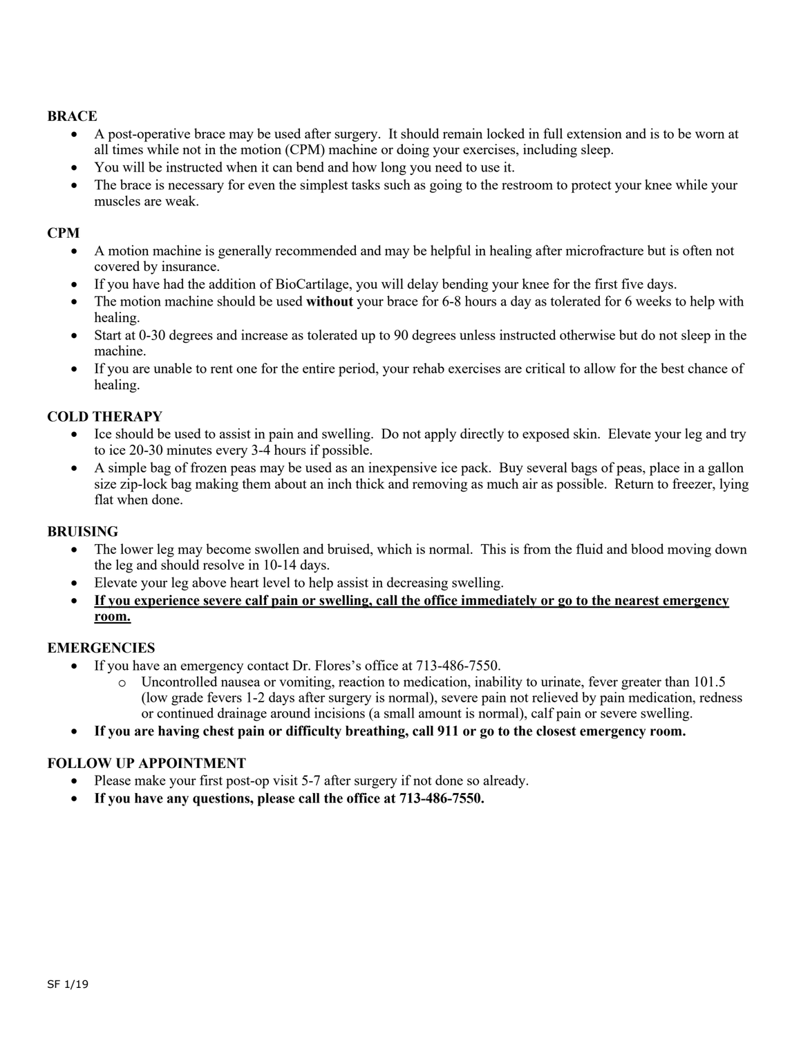## BRACE

- A post-operative brace may be used after surgery. It should remain locked in full extension and is to be worn at all times while not in the motion (CPM) machine or doing your exercises, including sleep.
- You will be instructed when it can bend and how long you need to use it.
- The brace is necessary for even the simplest tasks such as going to the restroom to protect your knee while your muscles are weak.

## CPM

- A motion machine is generally recommended and may be helpful in healing after microfracture but is often not covered by insurance.
- If you have had the addition of BioCartilage, you will delay bending your knee for the first five days.
- The motion machine should be used **without** your brace for 6-8 hours a day as tolerated for 6 weeks to help with healing.
- Start at 0-30 degrees and increase as tolerated up to 90 degrees unless instructed otherwise but do not sleep in the machine.
- If you are unable to rent one for the entire period, your rehab exercises are critical to allow for the best chance of healing.

## COLD THERAPY

- Ice should be used to assist in pain and swelling. Do not apply directly to exposed skin. Elevate your leg and try to ice 20-30 minutes every 3-4 hours if possible.
- A simple bag of frozen peas may be used as an inexpensive ice pack. Buy several bags of peas, place in a gallon size zip-lock bag making them about an inch thick and removing as much air as possible. Return to freezer, lying flat when done.

## BRUISING

- The lower leg may become swollen and bruised, which is normal. This is from the fluid and blood moving down the leg and should resolve in 10-14 days.
- Elevate your leg above heart level to help assist in decreasing swelling.
- <u>**If you experience severe calf pain or swelling, call the office immediately or go to the nearest emergency room.**</u>

## EMERGENCIES

- If you have an emergency contact Dr. Flores's office at 713-486-7550.
  - Uncontrolled nausea or vomiting, reaction to medication, inability to urinate, fever greater than 101.5 (low grade fevers 1-2 days after surgery is normal), severe pain not relieved by pain medication, redness or continued drainage around incisions (a small amount is normal), calf pain or severe swelling.
- **If you are having chest pain or difficulty breathing, call 911 or go to the closest emergency room.**

## FOLLOW UP APPOINTMENT

- Please make your first post-op visit 5-7 after surgery if not done so already.
- **If you have any questions, please call the office at 713-486-7550.**

SF 1/19